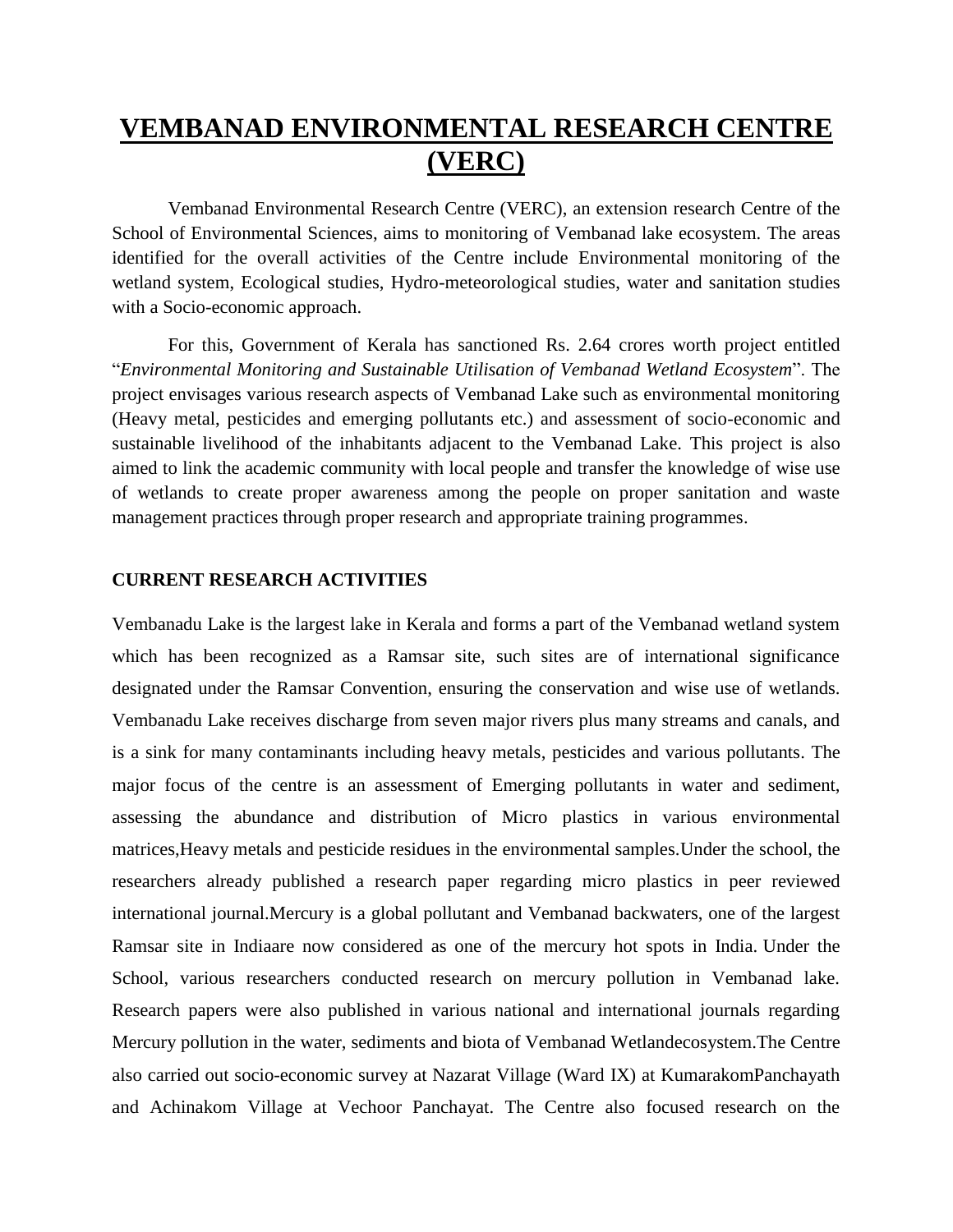# VEMBANAD ENVIRONMENTAL RESEARCH CENTRE (VERC)

Vembanad Environmental Research Centre (VERC), an extension research Centre of the School of Environmental Sciences, aims to monitoring of Vembanad lake ecosystem. The areas identified for the overall activities of the Centre include Environmental monitoring of the wetland system, Ecological studies, Hydro-meteorological studies, water and sanitation studies with a Socio-economic approach.

For this, Government of Kerala has sanctioned Rs. 2.64 crores worth project entitled "*Environmental Monitoring and Sustainable Utilisation of Vembanad Wetland Ecosystem*". The project envisages various research aspects of Vembanad Lake such as environmental monitoring (Heavy metal, pesticides and emerging pollutants etc.) and assessment of socio-economic and sustainable livelihood of the inhabitants adjacent to the Vembanad Lake. This project is also aimed to link the academic community with local people and transfer the knowledge of wise use of wetlands to create proper awareness among the people on proper sanitation and waste management practices through proper research and appropriate training programmes.

**CURRENT RESEARCH ACTIVITIES**

Vembanadu Lake is the largest lake in Kerala and forms a part of the Vembanad wetland system which has been recognized as a Ramsar site, such sites are of international significance designated under the Ramsar Convention, ensuring the conservation and wise use of wetlands. Vembanadu Lake receives discharge from seven major rivers plus many streams and canals, and is a sink for many contaminants including heavy metals, pesticides and various pollutants. The major focus of the centre is an assessment of Emerging pollutants in water and sediment, assessing the abundance and distribution of Micro plastics in various environmental matrices,Heavy metals and pesticide residues in the environmental samples.Under the school, the researchers already published a research paper regarding micro plastics in peer reviewed international journal.Mercury is a global pollutant and Vembanad backwaters, one of the largest Ramsar site in Indiaare now considered as one of the mercury hot spots in India. Under the School, various researchers conducted research on mercury pollution in Vembanad lake. Research papers were also published in various national and international journals regarding Mercury pollution in the water, sediments and biota of Vembanad Wetlandecosystem.The Centre also carried out socio-economic survey at Nazarat Village (Ward IX) at KumarakomPanchayath and Achinakom Village at Vechoor Panchayat. The Centre also focused research on the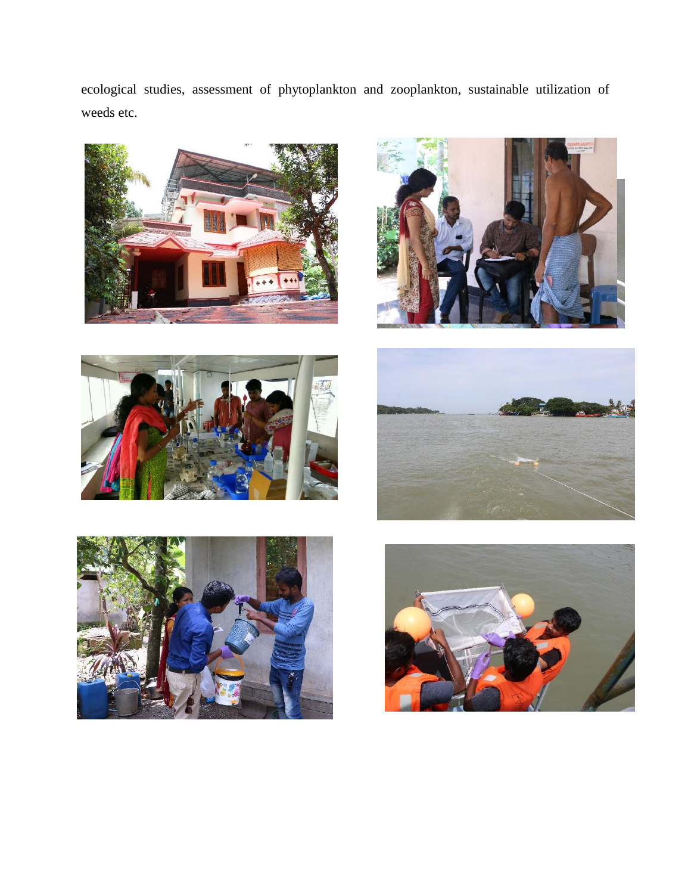ecological studies, assessment of phytoplankton and zooplankton, sustainable utilization of weeds etc.